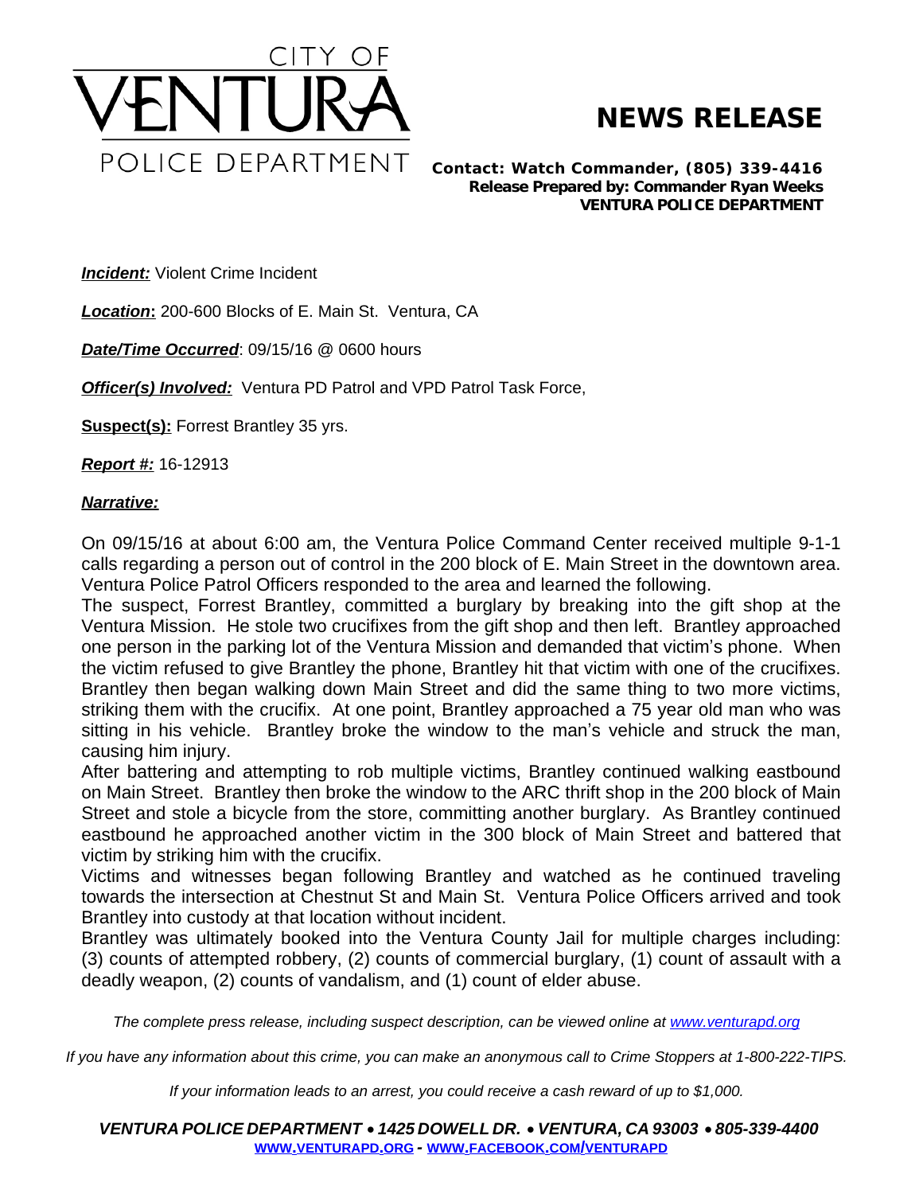# CITY OF VENTURA POLICE DEPARTMENT

## NEWS RELEASE

**Contact: Watch Commander, (805) 339-4416**
**Release Prepared by: Commander Ryan Weeks**
**VENTURA POLICE DEPARTMENT**

***Incident:*** Violent Crime Incident

***Location*:** 200-600 Blocks of E. Main St. Ventura, CA

***Date/Time Occurred***: 09/15/16 @ 0600 hours

***Officer(s) Involved:*** Ventura PD Patrol and VPD Patrol Task Force,

**Suspect(s):** Forrest Brantley 35 yrs.

***Report #:*** 16-12913

***Narrative:***

On 09/15/16 at about 6:00 am, the Ventura Police Command Center received multiple 9-1-1 calls regarding a person out of control in the 200 block of E. Main Street in the downtown area. Ventura Police Patrol Officers responded to the area and learned the following.

The suspect, Forrest Brantley, committed a burglary by breaking into the gift shop at the Ventura Mission. He stole two crucifixes from the gift shop and then left. Brantley approached one person in the parking lot of the Ventura Mission and demanded that victim's phone. When the victim refused to give Brantley the phone, Brantley hit that victim with one of the crucifixes. Brantley then began walking down Main Street and did the same thing to two more victims, striking them with the crucifix. At one point, Brantley approached a 75 year old man who was sitting in his vehicle. Brantley broke the window to the man's vehicle and struck the man, causing him injury.

After battering and attempting to rob multiple victims, Brantley continued walking eastbound on Main Street. Brantley then broke the window to the ARC thrift shop in the 200 block of Main Street and stole a bicycle from the store, committing another burglary. As Brantley continued eastbound he approached another victim in the 300 block of Main Street and battered that victim by striking him with the crucifix.

Victims and witnesses began following Brantley and watched as he continued traveling towards the intersection at Chestnut St and Main St. Ventura Police Officers arrived and took Brantley into custody at that location without incident.

Brantley was ultimately booked into the Ventura County Jail for multiple charges including: (3) counts of attempted robbery, (2) counts of commercial burglary, (1) count of assault with a deadly weapon, (2) counts of vandalism, and (1) count of elder abuse.

*The complete press release, including suspect description, can be viewed online at [www.venturapd.org](http://www.venturapd.org)*

*If you have any information about this crime, you can make an anonymous call to Crime Stoppers at 1-800-222-TIPS.*

*If your information leads to an arrest, you could receive a cash reward of up to $1,000.*

***VENTURA POLICE DEPARTMENT • 1425 DOWELL DR. • VENTURA, CA 93003 • 805-339-4400***
**[WWW.VENTURAPD.ORG](http://www.venturapd.org) - [WWW.FACEBOOK.COM/VENTURAPD](http://www.facebook.com/venturapd)**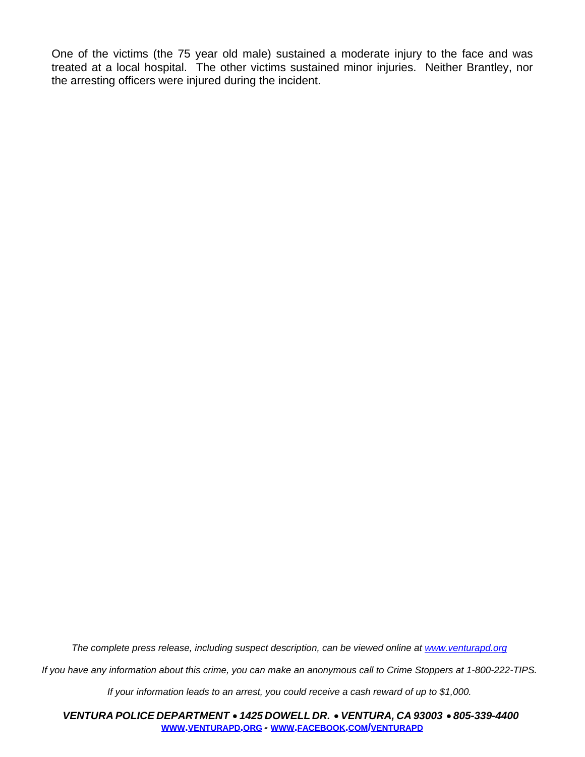One of the victims (the 75 year old male) sustained a moderate injury to the face and was treated at a local hospital. The other victims sustained minor injuries. Neither Brantley, nor the arresting officers were injured during the incident.

*The complete press release, including suspect description, can be viewed online at www.venturapd.org*

*If you have any information about this crime, you can make an anonymous call to Crime Stoppers at 1-800-222-TIPS.*

*If your information leads to an arrest, you could receive a cash reward of up to $1,000.*